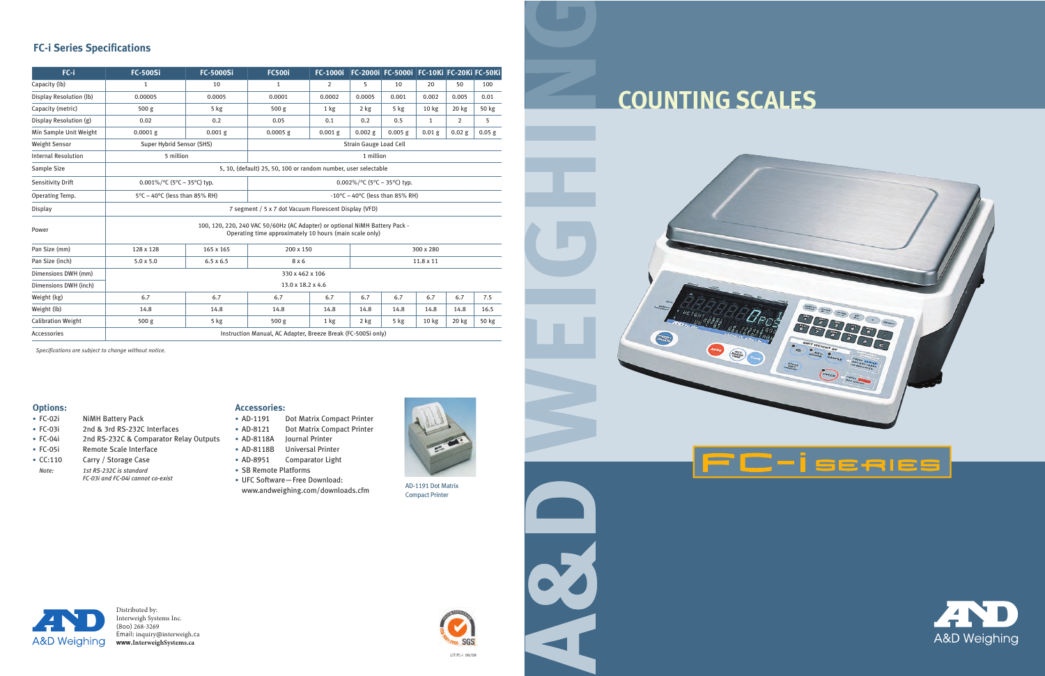## FC-i Series Specifications

| FC-i | FC-500Si | FC-5000Si | FC500i | FC-1000i | FC-2000i | FC-5000i | FC-10Ki | FC-20Ki | FC-50Ki |
|---|---|---|---|---|---|---|---|---|---|
| Capacity (lb) | 1 | 10 | 1 | 2 | 5 | 10 | 20 | 50 | 100 |
| Display Resolution (lb) | 0.00005 | 0.0005 | 0.0001 | 0.0002 | 0.0005 | 0.001 | 0.002 | 0.005 | 0.01 |
| Capacity (metric) | 500 g | 5 kg | 500 g | 1 kg | 2 kg | 5 kg | 10 kg | 20 kg | 50 kg |
| Display Resolution (g) | 0.02 | 0.2 | 0.05 | 0.1 | 0.2 | 0.5 | 1 | 2 | 5 |
| Min Sample Unit Weight | 0.0001 g | 0.001 g | 0.0005 g | 0.001 g | 0.002 g | 0.005 g | 0.01 g | 0.02 g | 0.05 g |
| Weight Sensor | Super Hybrid Sensor (SHS) | | Strain Gauge Load Cell | | | | | | |
| Internal Resolution | 5 million | | 1 million | | | | | | |
| Sample Size | 5, 10, (default) 25, 50, 100 or random number, user selectable | | | | | | | | |
| Sensitivity Drift | 0.001%/°C (5°C – 35°C) typ. | | 0.002%/°C (5°C – 35°C) typ. | | | | | | |
| Operating Temp. | 5°C – 40°C (less than 85% RH) | | -10°C – 40°C (less than 85% RH) | | | | | | |
| Display | 7 segment / 5 x 7 dot Vacuum Florescent Display (VFD) | | | | | | | | |
| Power | 100, 120, 220, 240 VAC 50/60Hz (AC Adapter) or optional NiMH Battery Pack - Operating time approximately 10 hours (main scale only) | | | | | | | | |
| Pan Size (mm) | 128 x 128 | 165 x 165 | 200 x 150 | | 300 x 280 | | | | |
| Pan Size (inch) | 5.0 x 5.0 | 6.5 x 6.5 | 8 x 6 | | 11.8 x 11 | | | | |
| Dimensions DWH (mm) | 330 x 462 x 106 | | | | | | | | |
| Dimensions DWH (inch) | 13.0 x 18.2 x 4.6 | | | | | | | | |
| Weight (kg) | 6.7 | 6.7 | 6.7 | 6.7 | 6.7 | 6.7 | 6.7 | 6.7 | 7.5 |
| Weight (lb) | 14.8 | 14.8 | 14.8 | 14.8 | 14.8 | 14.8 | 14.8 | 14.8 | 16.5 |
| Calibration Weight | 500 g | 5 kg | 500 g | 1 kg | 2 kg | 5 kg | 10 kg | 20 kg | 50 kg |
| Accessories | Instruction Manual, AC Adapter, Breeze Break (FC-500Si only) | | | | | | | | |

*Specifications are subject to change without notice.*

### Options:

- FC-02i — NiMH Battery Pack
- FC-03i — 2nd & 3rd RS-232C Interfaces
- FC-04i — 2nd RS-232C & Comparator Relay Outputs
- FC-05i — Remote Scale Interface
- CC:110 — Carry / Storage Case

*Note:* *1st RS-232C is standard*
*FC-03i and FC-04i cannot co-exist*

### Accessories:

- AD-1191 — Dot Matrix Compact Printer
- AD-8121 — Dot Matrix Compact Printer
- AD-8118A — Journal Printer
- AD-8118B — Universal Printer
- AD-8951 — Comparator Light
- SB Remote Platforms
- UFC Software—Free Download: www.andweighing.com/downloads.cfm

AD-1191 Dot Matrix Compact Printer

A&D Weighing

Distributed by:
Interweigh Systems Inc.
(800) 268-3269
Email: inquiry@interweigh.ca
**www.InterweighSystems.ca**

LIT:FC-i 08/08

# COUNTING SCALES

## FC-i SERIES

A&D WEIGHING

A&D Weighing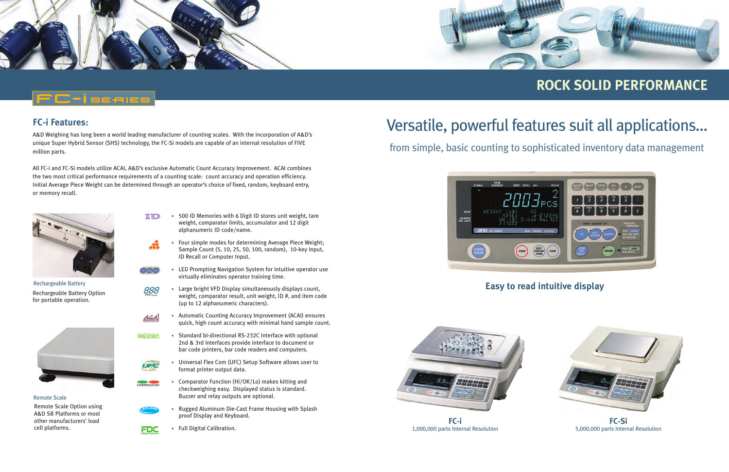# ROCK SOLID PERFORMANCE

FC-i SERIES

## FC-i Features:

A&D Weighing has long been a world leading manufacturer of counting scales. With the incorporation of A&D's unique Super Hybrid Sensor (SHS) technology, the FC-Si models are capable of an internal resolution of FIVE million parts.

All FC-i and FC-Si models utilize ACAI, A&D's exclusive Automatic Count Accuracy Improvement. ACAI combines the two most critical performance requirements of a counting scale: count accuracy and operation efficiency. Initial Average Piece Weight can be determined through an operator's choice of fixed, random, keyboard entry, or memory recall.

Rechargeable Battery

Rechargeable Battery Option for portable operation.

Remote Scale

Remote Scale Option using A&D SB Platforms or most other manufacturers' load cell platforms.

- 500 ID Memories with 6 Digit ID stores unit weight, tare weight, comparator limits, accumulator and 12 digit alphanumeric ID code/name.
- Four simple modes for determining Average Piece Weight; Sample Count (5, 10, 25, 50, 100, random), 10-key Input, ID Recall or Computer Input.
- LED Prompting Navigation System for intuitive operator use virtually eliminates operator training time.
- Large bright VFD Display simultaneously displays count, weight, comparator result, unit weight, ID #, and item code (up to 12 alphanumeric characters).
- Automatic Counting Accuracy Improvement (ACAI) ensures quick, high count accuracy with minimal hand sample count.
- Standard bi-directional RS-232C Interface with optional 2nd & 3rd Interfaces provide interface to document or bar code printers, bar code readers and computers.
- Universal Flex Com (UFC) Setup Software allows user to format printer output data.
- Comparator Function (Hi/OK/Lo) makes kitting and checkweighing easy. Displayed status is standard. Buzzer and relay outputs are optional.
- Rugged Aluminum Die-Cast Frame Housing with Splash proof Display and Keyboard.
- Full Digital Calibration.

# Versatile, powerful features suit all applications...

from simple, basic counting to sophisticated inventory data management

### Easy to read intuitive display

**FC-i**
1,000,000 parts Internal Resolution

**FC-Si**
5,000,000 parts Internal Resolution